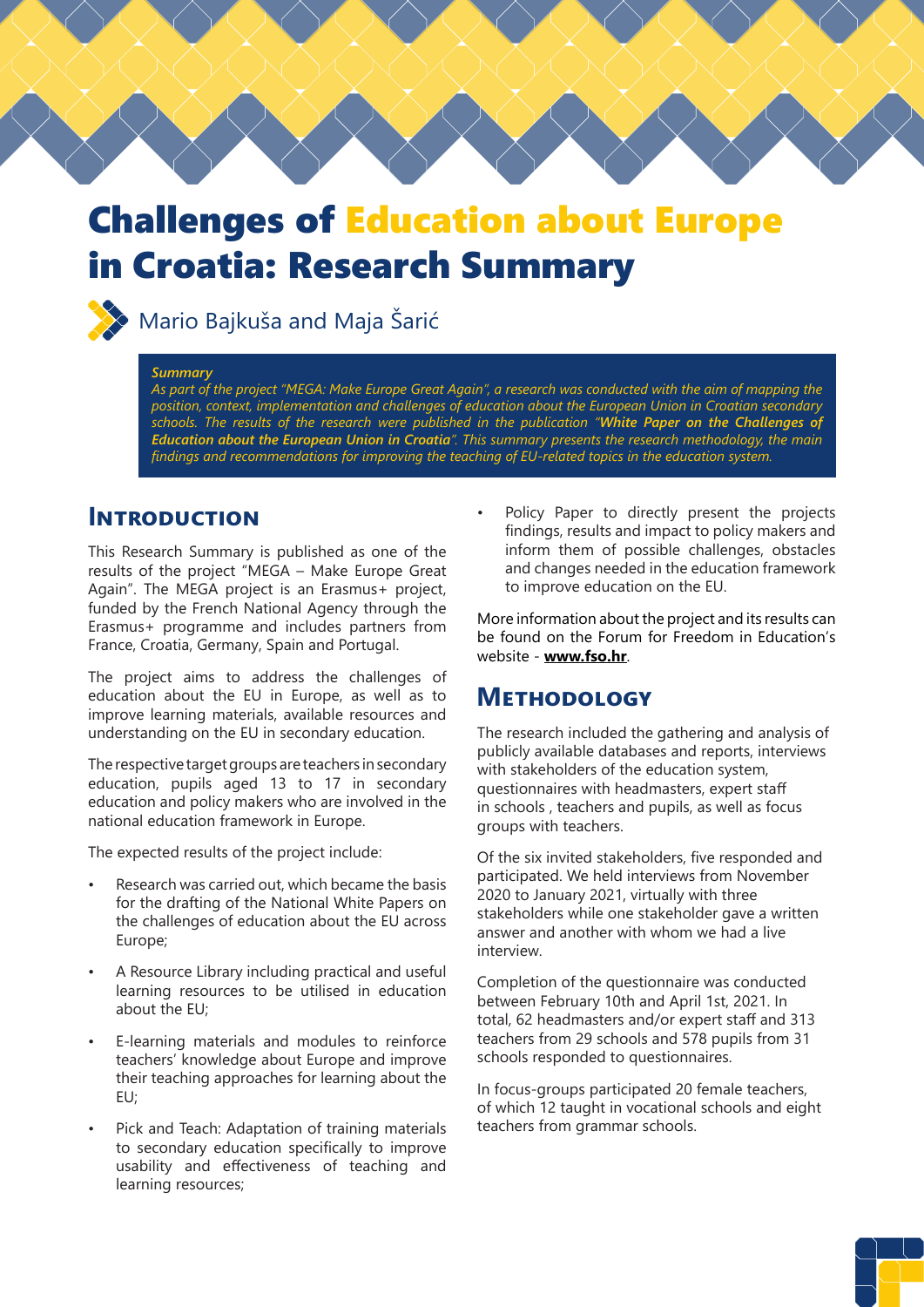# Challenges of Education about Europe in Croatia: Research Summary

Mario Bajkuša and Maja Šarić

***Summary***
*As part of the project "MEGA: Make Europe Great Again", a research was conducted with the aim of mapping the position, context, implementation and challenges of education about the European Union in Croatian secondary schools. The results of the research were published in the publication "**White Paper on the Challenges of Education about the European Union in Croatia**". This summary presents the research methodology, the main findings and recommendations for improving the teaching of EU-related topics in the education system.*

## Introduction

This Research Summary is published as one of the results of the project "MEGA – Make Europe Great Again". The MEGA project is an Erasmus+ project, funded by the French National Agency through the Erasmus+ programme and includes partners from France, Croatia, Germany, Spain and Portugal.

The project aims to address the challenges of education about the EU in Europe, as well as to improve learning materials, available resources and understanding on the EU in secondary education.

The respective target groups are teachers in secondary education, pupils aged 13 to 17 in secondary education and policy makers who are involved in the national education framework in Europe.

The expected results of the project include:

- Research was carried out, which became the basis for the drafting of the National White Papers on the challenges of education about the EU across Europe;
- A Resource Library including practical and useful learning resources to be utilised in education about the EU;
- E-learning materials and modules to reinforce teachers' knowledge about Europe and improve their teaching approaches for learning about the EU;
- Pick and Teach: Adaptation of training materials to secondary education specifically to improve usability and effectiveness of teaching and learning resources;
- Policy Paper to directly present the projects findings, results and impact to policy makers and inform them of possible challenges, obstacles and changes needed in the education framework to improve education on the EU.

More information about the project and its results can be found on the Forum for Freedom in Education's website - **www.fso.hr**.

## Methodology

The research included the gathering and analysis of publicly available databases and reports, interviews with stakeholders of the education system, questionnaires with headmasters, expert staff in schools , teachers and pupils, as well as focus groups with teachers.

Of the six invited stakeholders, five responded and participated. We held interviews from November 2020 to January 2021, virtually with three stakeholders while one stakeholder gave a written answer and another with whom we had a live interview.

Completion of the questionnaire was conducted between February 10th and April 1st, 2021. In total, 62 headmasters and/or expert staff and 313 teachers from 29 schools and 578 pupils from 31 schools responded to questionnaires.

In focus-groups participated 20 female teachers, of which 12 taught in vocational schools and eight teachers from grammar schools.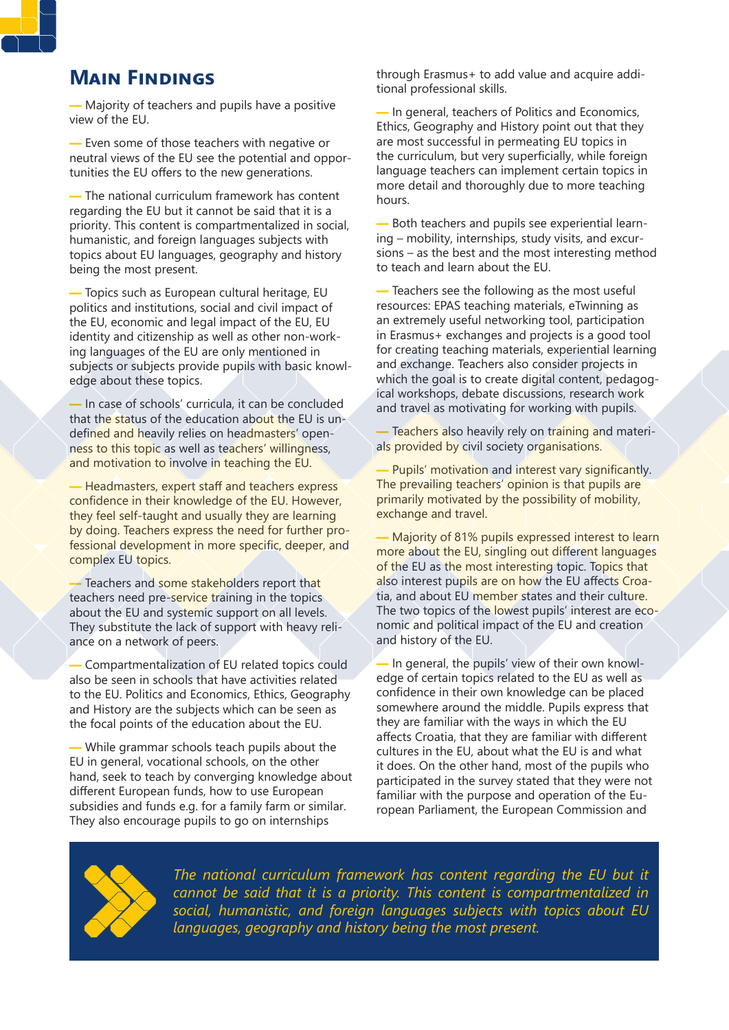## Main Findings

— Majority of teachers and pupils have a positive view of the EU.

— Even some of those teachers with negative or neutral views of the EU see the potential and opportunities the EU offers to the new generations.

— The national curriculum framework has content regarding the EU but it cannot be said that it is a priority. This content is compartmentalized in social, humanistic, and foreign languages subjects with topics about EU languages, geography and history being the most present.

— Topics such as European cultural heritage, EU politics and institutions, social and civil impact of the EU, economic and legal impact of the EU, EU identity and citizenship as well as other non-working languages of the EU are only mentioned in subjects or subjects provide pupils with basic knowledge about these topics.

— In case of schools' curricula, it can be concluded that the status of the education about the EU is undefined and heavily relies on headmasters' openness to this topic as well as teachers' willingness, and motivation to involve in teaching the EU.

— Headmasters, expert staff and teachers express confidence in their knowledge of the EU. However, they feel self-taught and usually they are learning by doing. Teachers express the need for further professional development in more specific, deeper, and complex EU topics.

— Teachers and some stakeholders report that teachers need pre-service training in the topics about the EU and systemic support on all levels. They substitute the lack of support with heavy reliance on a network of peers.

— Compartmentalization of EU related topics could also be seen in schools that have activities related to the EU. Politics and Economics, Ethics, Geography and History are the subjects which can be seen as the focal points of the education about the EU.

— While grammar schools teach pupils about the EU in general, vocational schools, on the other hand, seek to teach by converging knowledge about different European funds, how to use European subsidies and funds e.g. for a family farm or similar. They also encourage pupils to go on internships through Erasmus+ to add value and acquire additional professional skills.

— In general, teachers of Politics and Economics, Ethics, Geography and History point out that they are most successful in permeating EU topics in the curriculum, but very superficially, while foreign language teachers can implement certain topics in more detail and thoroughly due to more teaching hours.

— Both teachers and pupils see experiential learning – mobility, internships, study visits, and excursions – as the best and the most interesting method to teach and learn about the EU.

— Teachers see the following as the most useful resources: EPAS teaching materials, eTwinning as an extremely useful networking tool, participation in Erasmus+ exchanges and projects is a good tool for creating teaching materials, experiential learning and exchange. Teachers also consider projects in which the goal is to create digital content, pedagogical workshops, debate discussions, research work and travel as motivating for working with pupils.

— Teachers also heavily rely on training and materials provided by civil society organisations.

— Pupils' motivation and interest vary significantly. The prevailing teachers' opinion is that pupils are primarily motivated by the possibility of mobility, exchange and travel.

— Majority of 81% pupils expressed interest to learn more about the EU, singling out different languages of the EU as the most interesting topic. Topics that also interest pupils are on how the EU affects Croatia, and about EU member states and their culture. The two topics of the lowest pupils' interest are economic and political impact of the EU and creation and history of the EU.

— In general, the pupils' view of their own knowledge of certain topics related to the EU as well as confidence in their own knowledge can be placed somewhere around the middle. Pupils express that they are familiar with the ways in which the EU affects Croatia, that they are familiar with different cultures in the EU, about what the EU is and what it does. On the other hand, most of the pupils who participated in the survey stated that they were not familiar with the purpose and operation of the European Parliament, the European Commission and

*The national curriculum framework has content regarding the EU but it cannot be said that it is a priority. This content is compartmentalized in social, humanistic, and foreign languages subjects with topics about EU languages, geography and history being the most present.*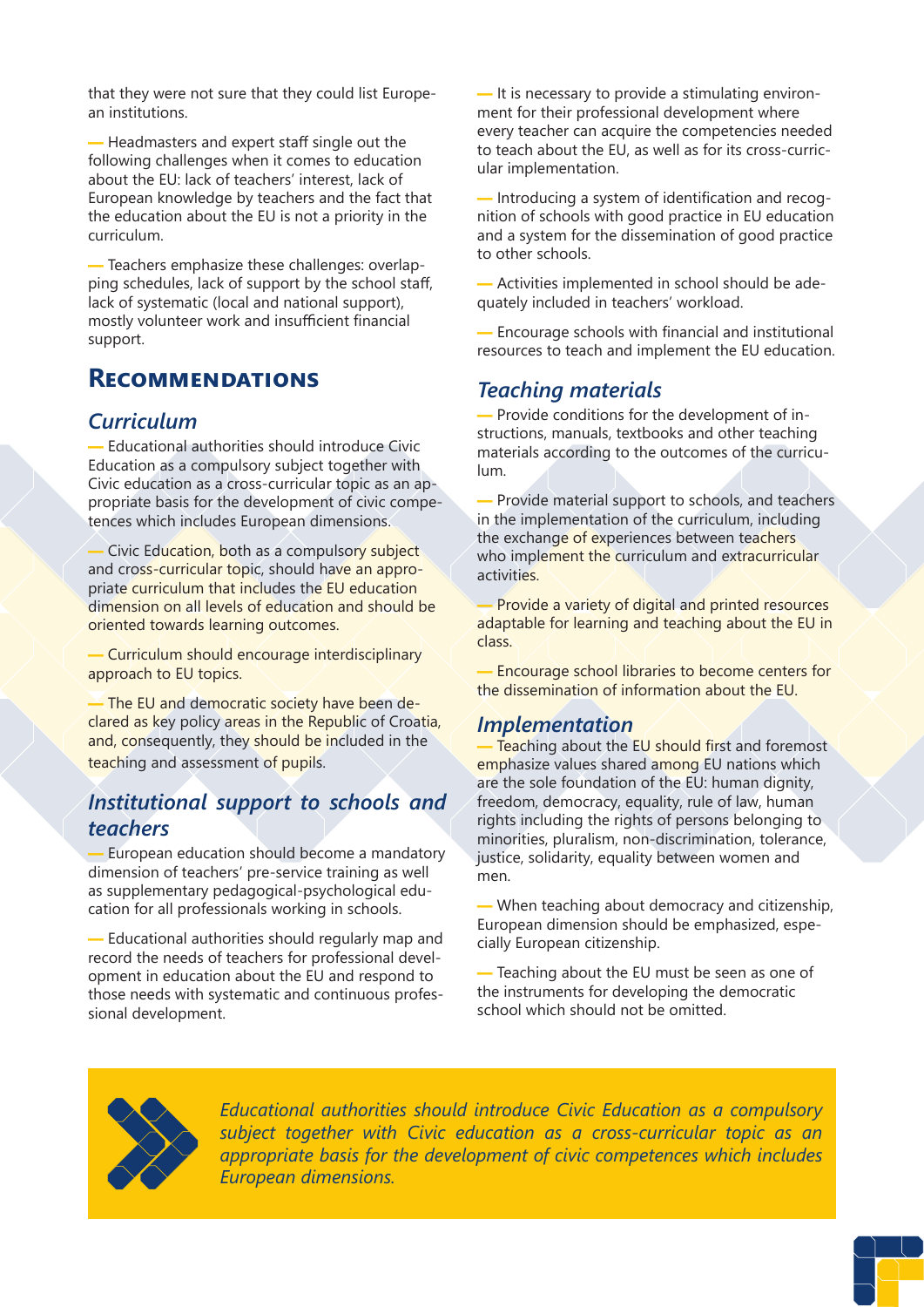that they were not sure that they could list European institutions.

— Headmasters and expert staff single out the following challenges when it comes to education about the EU: lack of teachers' interest, lack of European knowledge by teachers and the fact that the education about the EU is not a priority in the curriculum.

— Teachers emphasize these challenges: overlapping schedules, lack of support by the school staff, lack of systematic (local and national support), mostly volunteer work and insufficient financial support.

## Recommendations

### *Curriculum*

— Educational authorities should introduce Civic Education as a compulsory subject together with Civic education as a cross-curricular topic as an appropriate basis for the development of civic competences which includes European dimensions.

— Civic Education, both as a compulsory subject and cross-curricular topic, should have an appropriate curriculum that includes the EU education dimension on all levels of education and should be oriented towards learning outcomes.

— Curriculum should encourage interdisciplinary approach to EU topics.

— The EU and democratic society have been declared as key policy areas in the Republic of Croatia, and, consequently, they should be included in the teaching and assessment of pupils.

### *Institutional support to schools and teachers*

— European education should become a mandatory dimension of teachers' pre-service training as well as supplementary pedagogical-psychological education for all professionals working in schools.

— Educational authorities should regularly map and record the needs of teachers for professional development in education about the EU and respond to those needs with systematic and continuous professional development.

— It is necessary to provide a stimulating environment for their professional development where every teacher can acquire the competencies needed to teach about the EU, as well as for its cross-curricular implementation.

— Introducing a system of identification and recognition of schools with good practice in EU education and a system for the dissemination of good practice to other schools.

— Activities implemented in school should be adequately included in teachers' workload.

— Encourage schools with financial and institutional resources to teach and implement the EU education.

### *Teaching materials*

— Provide conditions for the development of instructions, manuals, textbooks and other teaching materials according to the outcomes of the curriculum.

— Provide material support to schools, and teachers in the implementation of the curriculum, including the exchange of experiences between teachers who implement the curriculum and extracurricular activities.

— Provide a variety of digital and printed resources adaptable for learning and teaching about the EU in class.

— Encourage school libraries to become centers for the dissemination of information about the EU.

### *Implementation*

— Teaching about the EU should first and foremost emphasize values shared among EU nations which are the sole foundation of the EU: human dignity, freedom, democracy, equality, rule of law, human rights including the rights of persons belonging to minorities, pluralism, non-discrimination, tolerance, justice, solidarity, equality between women and men.

— When teaching about democracy and citizenship, European dimension should be emphasized, especially European citizenship.

— Teaching about the EU must be seen as one of the instruments for developing the democratic school which should not be omitted.

*Educational authorities should introduce Civic Education as a compulsory subject together with Civic education as a cross-curricular topic as an appropriate basis for the development of civic competences which includes European dimensions.*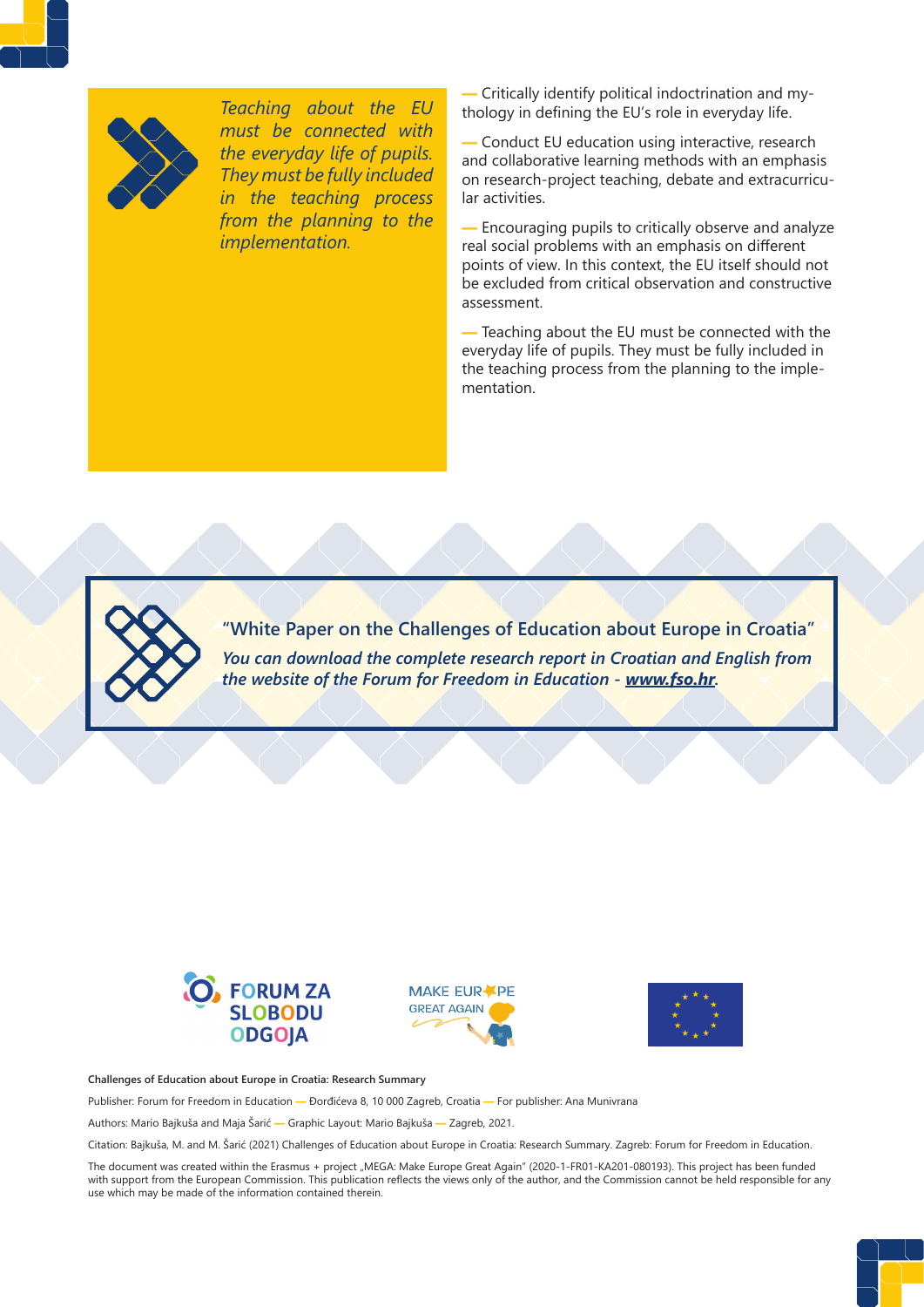*Teaching about the EU must be connected with the everyday life of pupils. They must be fully included in the teaching process from the planning to the implementation.*

— Critically identify political indoctrination and mythology in defining the EU's role in everyday life.

— Conduct EU education using interactive, research and collaborative learning methods with an emphasis on research-project teaching, debate and extracurricular activities.

— Encouraging pupils to critically observe and analyze real social problems with an emphasis on different points of view. In this context, the EU itself should not be excluded from critical observation and constructive assessment.

— Teaching about the EU must be connected with the everyday life of pupils. They must be fully included in the teaching process from the planning to the implementation.

"White Paper on the Challenges of Education about Europe in Croatia"

***You can download the complete research report in Croatian and English from the website of the Forum for Freedom in Education - [www.fso.hr](http://www.fso.hr).***

FORUM ZA SLOBODU ODGOJA

MAKE EUROPE GREAT AGAIN

**Challenges of Education about Europe in Croatia: Research Summary**

Publisher: Forum for Freedom in Education — Đorđićeva 8, 10 000 Zagreb, Croatia — For publisher: Ana Munivrana

Authors: Mario Bajkuša and Maja Šarić — Graphic Layout: Mario Bajkuša — Zagreb, 2021.

Citation: Bajkuša, M. and M. Šarić (2021) Challenges of Education about Europe in Croatia: Research Summary. Zagreb: Forum for Freedom in Education.

The document was created within the Erasmus + project „MEGA: Make Europe Great Again" (2020-1-FR01-KA201-080193). This project has been funded with support from the European Commission. This publication reflects the views only of the author, and the Commission cannot be held responsible for any use which may be made of the information contained therein.